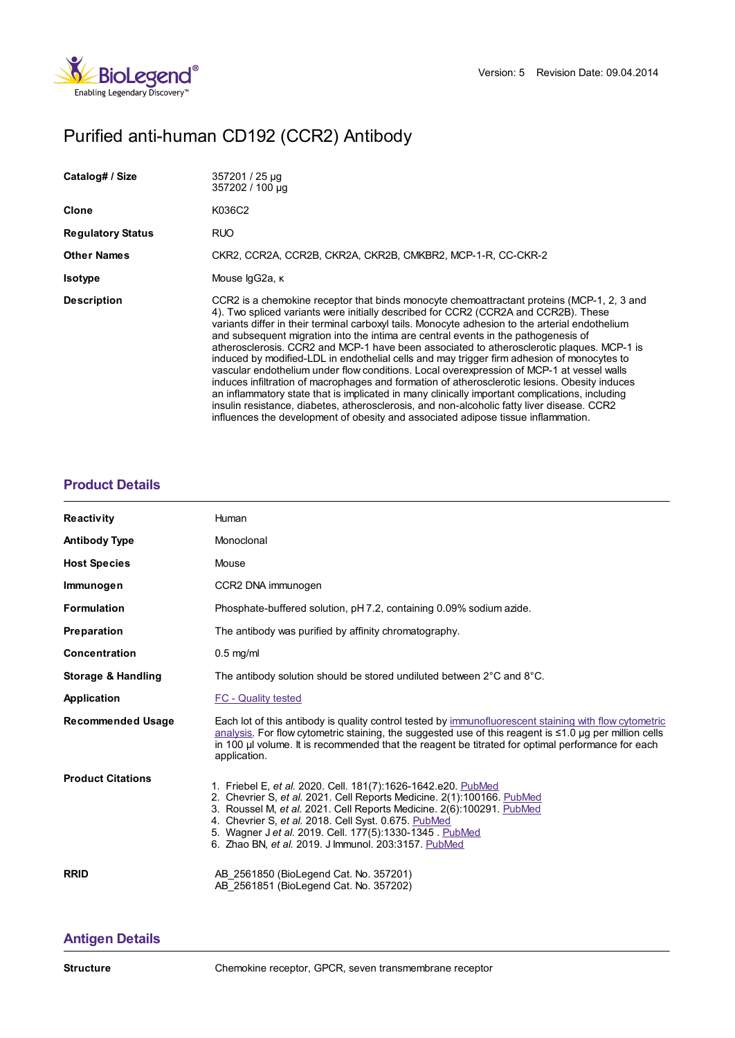Version: 5 Revision Date: 09.04.2014

# Purified anti-human CD192 (CCR2) Antibody

| | |
|---|---|
| **Catalog# / Size** | 357201 / 25 µg<br>357202 / 100 µg |
| **Clone** | K036C2 |
| **Regulatory Status** | RUO |
| **Other Names** | CKR2, CCR2A, CCR2B, CKR2A, CKR2B, CMKBR2, MCP-1-R, CC-CKR-2 |
| **Isotype** | Mouse IgG2a, κ |
| **Description** | CCR2 is a chemokine receptor that binds monocyte chemoattractant proteins (MCP-1, 2, 3 and 4). Two spliced variants were initially described for CCR2 (CCR2A and CCR2B). These variants differ in their terminal carboxyl tails. Monocyte adhesion to the arterial endothelium and subsequent migration into the intima are central events in the pathogenesis of atherosclerosis. CCR2 and MCP-1 have been associated to atherosclerotic plaques. MCP-1 is induced by modified-LDL in endothelial cells and may trigger firm adhesion of monocytes to vascular endothelium under flow conditions. Local overexpression of MCP-1 at vessel walls induces infiltration of macrophages and formation of atherosclerotic lesions. Obesity induces an inflammatory state that is implicated in many clinically important complications, including insulin resistance, diabetes, atherosclerosis, and non-alcoholic fatty liver disease. CCR2 influences the development of obesity and associated adipose tissue inflammation. |

## Product Details

| | |
|---|---|
| **Reactivity** | Human |
| **Antibody Type** | Monoclonal |
| **Host Species** | Mouse |
| **Immunogen** | CCR2 DNA immunogen |
| **Formulation** | Phosphate-buffered solution, pH 7.2, containing 0.09% sodium azide. |
| **Preparation** | The antibody was purified by affinity chromatography. |
| **Concentration** | 0.5 mg/ml |
| **Storage & Handling** | The antibody solution should be stored undiluted between 2°C and 8°C. |
| **Application** | FC - Quality tested |
| **Recommended Usage** | Each lot of this antibody is quality control tested by immunofluorescent staining with flow cytometric analysis. For flow cytometric staining, the suggested use of this reagent is ≤1.0 µg per million cells in 100 µl volume. It is recommended that the reagent be titrated for optimal performance for each application. |
| **Product Citations** | 1. Friebel E, *et al.* 2020. Cell. 181(7):1626-1642.e20. PubMed<br>2. Chevrier S, *et al.* 2021. Cell Reports Medicine. 2(1):100166. PubMed<br>3. Roussel M, *et al.* 2021. Cell Reports Medicine. 2(6):100291. PubMed<br>4. Chevrier S, *et al.* 2018. Cell Syst. 0.675. PubMed<br>5. Wagner J *et al.* 2019. Cell. 177(5):1330-1345 . PubMed<br>6. Zhao BN, *et al.* 2019. J Immunol. 203:3157. PubMed |
| **RRID** | AB_2561850 (BioLegend Cat. No. 357201)<br>AB_2561851 (BioLegend Cat. No. 357202) |

## Antigen Details

| | |
|---|---|
| **Structure** | Chemokine receptor, GPCR, seven transmembrane receptor |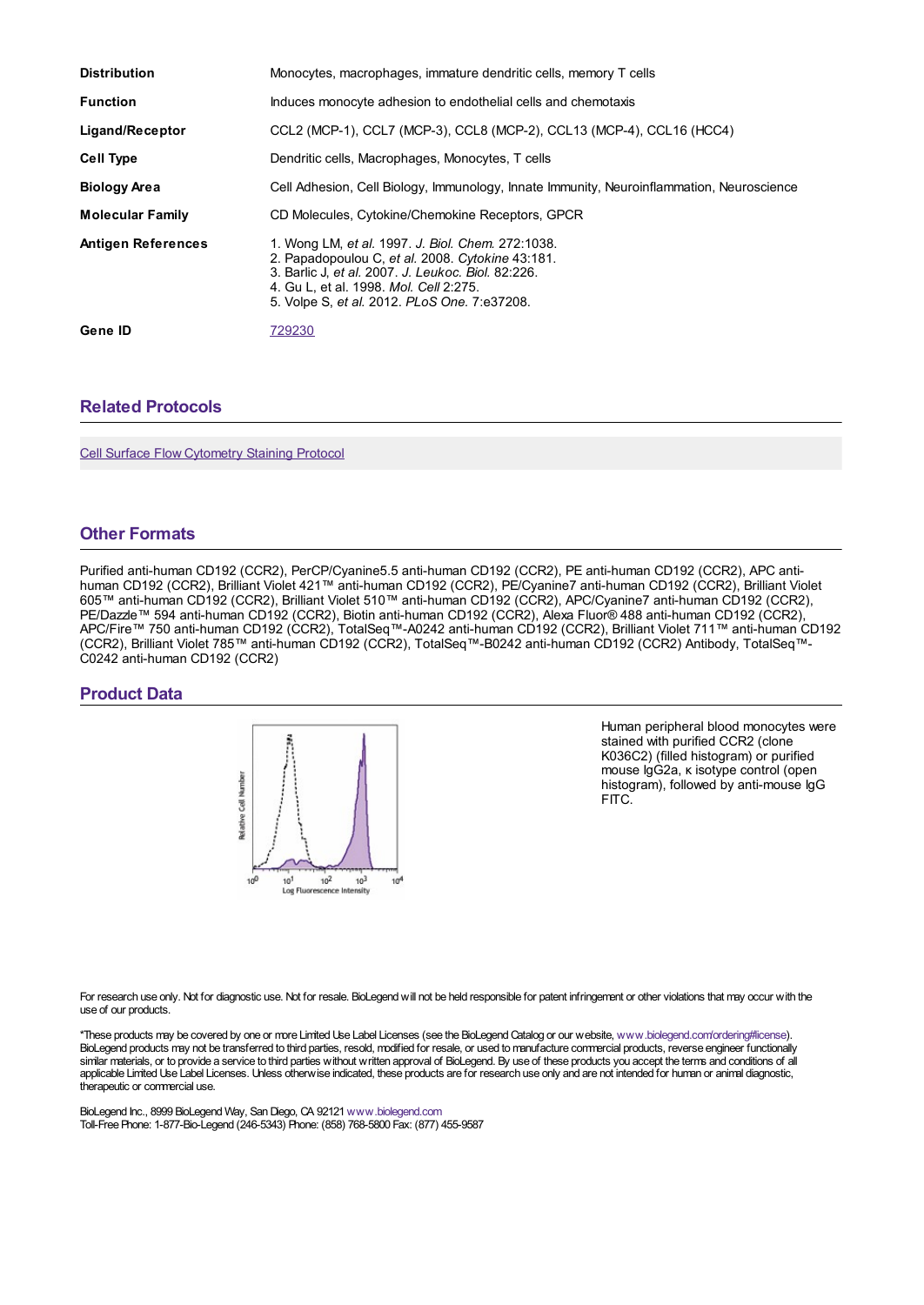| | |
|---|---|
| **Distribution** | Monocytes, macrophages, immature dendritic cells, memory T cells |
| **Function** | Induces monocyte adhesion to endothelial cells and chemotaxis |
| **Ligand/Receptor** | CCL2 (MCP-1), CCL7 (MCP-3), CCL8 (MCP-2), CCL13 (MCP-4), CCL16 (HCC4) |
| **Cell Type** | Dendritic cells, Macrophages, Monocytes, T cells |
| **Biology Area** | Cell Adhesion, Cell Biology, Immunology, Innate Immunity, Neuroinflammation, Neuroscience |
| **Molecular Family** | CD Molecules, Cytokine/Chemokine Receptors, GPCR |
| **Antigen References** | 1. Wong LM, *et al.* 1997. *J. Biol. Chem.* 272:1038.<br>2. Papadopoulou C, *et al.* 2008. *Cytokine* 43:181.<br>3. Barlic J, *et al.* 2007. *J. Leukoc. Biol.* 82:226.<br>4. Gu L, et al. 1998. *Mol. Cell* 2:275.<br>5. Volpe S, *et al.* 2012. *PLoS One.* 7:e37208. |
| **Gene ID** | 729230 |

## Related Protocols

Cell Surface Flow Cytometry Staining Protocol

## Other Formats

Purified anti-human CD192 (CCR2), PerCP/Cyanine5.5 anti-human CD192 (CCR2), PE anti-human CD192 (CCR2), APC anti-human CD192 (CCR2), Brilliant Violet 421™ anti-human CD192 (CCR2), PE/Cyanine7 anti-human CD192 (CCR2), Brilliant Violet 605™ anti-human CD192 (CCR2), Brilliant Violet 510™ anti-human CD192 (CCR2), APC/Cyanine7 anti-human CD192 (CCR2), PE/Dazzle™ 594 anti-human CD192 (CCR2), Biotin anti-human CD192 (CCR2), Alexa Fluor® 488 anti-human CD192 (CCR2), APC/Fire™ 750 anti-human CD192 (CCR2), TotalSeq™-A0242 anti-human CD192 (CCR2), Brilliant Violet 711™ anti-human CD192 (CCR2), Brilliant Violet 785™ anti-human CD192 (CCR2), TotalSeq™-B0242 anti-human CD192 (CCR2) Antibody, TotalSeq™-C0242 anti-human CD192 (CCR2)

## Product Data

Relative Cell Number

$10^0$ $10^1$ $10^2$ $10^3$ $10^4$

Log Fluorescence Intensity

Human peripheral blood monocytes were stained with purified CCR2 (clone K036C2) (filled histogram) or purified mouse IgG2a, κ isotype control (open histogram), followed by anti-mouse IgG FITC.

For research use only. Not for diagnostic use. Not for resale. BioLegend will not be held responsible for patent infringement or other violations that may occur with the use of our products.

*These products may be covered by one or more Limited Use Label Licenses (see the BioLegend Catalog or our website, www.biolegend.com/ordering#license). BioLegend products may not be transferred to third parties, resold, modified for resale, or used to manufacture commercial products, reverse engineer functionally similar materials, or to provide a service to third parties without written approval of BioLegend. By use of these products you accept the terms and conditions of all applicable Limited Use Label Licenses. Unless otherwise indicated, these products are for research use only and are not intended for human or animal diagnostic, therapeutic or commercial use.

BioLegend Inc., 8999 BioLegend Way, San Diego, CA 92121 www.biolegend.com
Toll-Free Phone: 1-877-Bio-Legend (246-5343) Phone: (858) 768-5800 Fax: (877) 455-9587